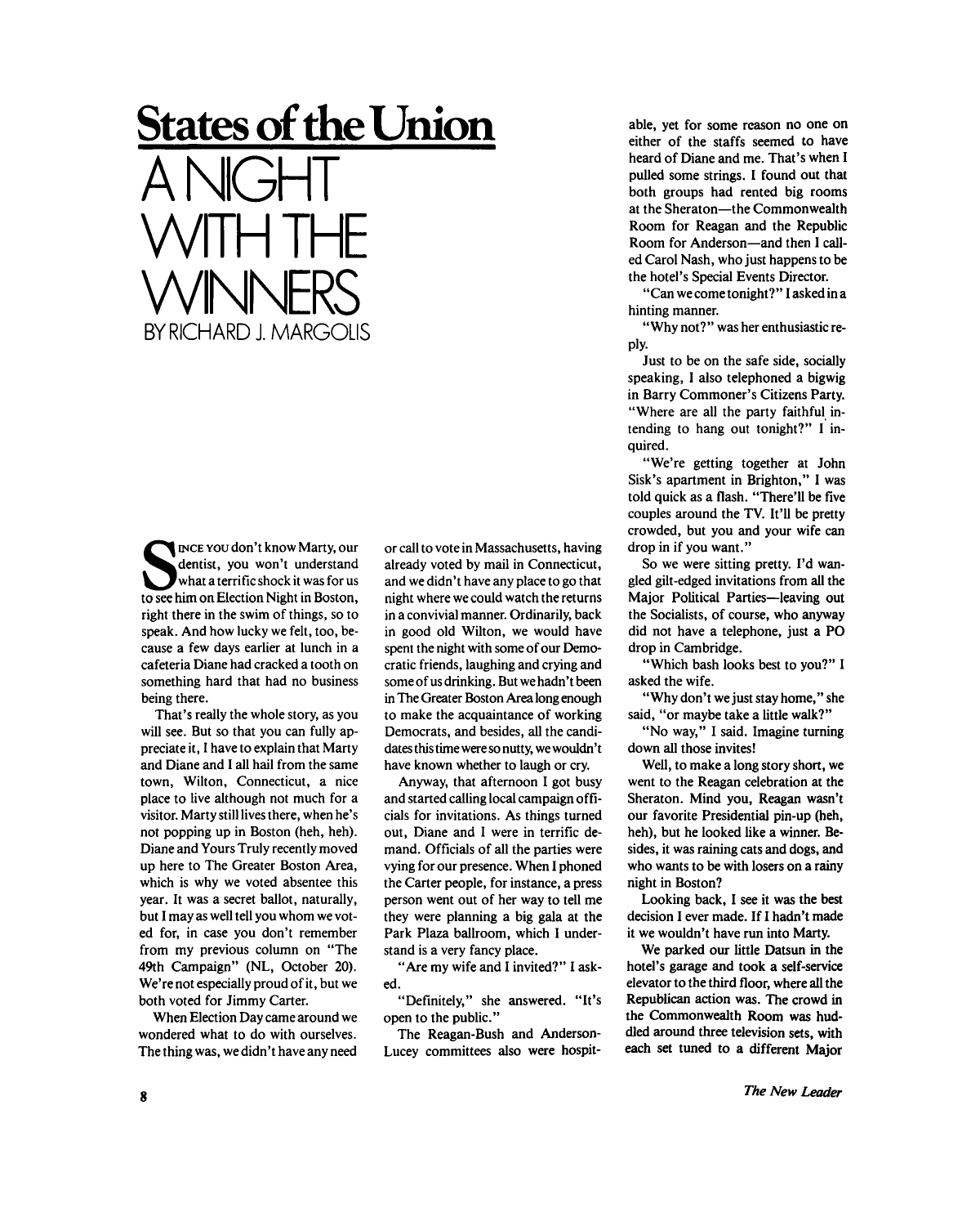# States of the Union

# A NIGHT WITH THE WINNERS

BY RICHARD J. MARGOLIS

Since you don't know Marty, our dentist, you won't understand what a terrific shock it was for us to see him on Election Night in Boston, right there in the swim of things, so to speak. And how lucky we felt, too, because a few days earlier at lunch in a cafeteria Diane had cracked a tooth on something hard that had no business being there.

That's really the whole story, as you will see. But so that you can fully appreciate it, I have to explain that Marty and Diane and I all hail from the same town, Wilton, Connecticut, a nice place to live although not much for a visitor. Marty still lives there, when he's not popping up in Boston (heh, heh). Diane and Yours Truly recently moved up here to The Greater Boston Area, which is why we voted absentee this year. It was a secret ballot, naturally, but I may as well tell you whom we voted for, in case you don't remember from my previous column on "The 49th Campaign" (NL, October 20). We're not especially proud of it, but we both voted for Jimmy Carter.

When Election Day came around we wondered what to do with ourselves. The thing was, we didn't have any need or call to vote in Massachusetts, having already voted by mail in Connecticut, and we didn't have any place to go that night where we could watch the returns in a convivial manner. Ordinarily, back in good old Wilton, we would have spent the night with some of our Democratic friends, laughing and crying and some of us drinking. But we hadn't been in The Greater Boston Area long enough to make the acquaintance of working Democrats, and besides, all the candidates this time were so nutty, we wouldn't have known whether to laugh or cry.

Anyway, that afternoon I got busy and started calling local campaign officials for invitations. As things turned out, Diane and I were in terrific demand. Officials of all the parties were vying for our presence. When I phoned the Carter people, for instance, a press person went out of her way to tell me they were planning a big gala at the Park Plaza ballroom, which I understand is a very fancy place.

"Are my wife and I invited?" I asked.

"Definitely," she answered. "It's open to the public."

The Reagan-Bush and Anderson-Lucey committees also were hospitable, yet for some reason no one on either of the staffs seemed to have heard of Diane and me. That's when I pulled some strings. I found out that both groups had rented big rooms at the Sheraton—the Commonwealth Room for Reagan and the Republic Room for Anderson—and then I called Carol Nash, who just happens to be the hotel's Special Events Director.

"Can we come tonight?" I asked in a hinting manner.

"Why not?" was her enthusiastic reply.

Just to be on the safe side, socially speaking, I also telephoned a bigwig in Barry Commoner's Citizens Party. "Where are all the party faithful intending to hang out tonight?" I inquired.

"We're getting together at John Sisk's apartment in Brighton," I was told quick as a flash. "There'll be five couples around the TV. It'll be pretty crowded, but you and your wife can drop in if you want."

So we were sitting pretty. I'd wangled gilt-edged invitations from all the Major Political Parties—leaving out the Socialists, of course, who anyway did not have a telephone, just a PO drop in Cambridge.

"Which bash looks best to you?" I asked the wife.

"Why don't we just stay home," she said, "or maybe take a little walk?"

"No way," I said. Imagine turning down all those invites!

Well, to make a long story short, we went to the Reagan celebration at the Sheraton. Mind you, Reagan wasn't our favorite Presidential pin-up (heh, heh), but he looked like a winner. Besides, it was raining cats and dogs, and who wants to be with losers on a rainy night in Boston?

Looking back, I see it was the best decision I ever made. If I hadn't made it we wouldn't have run into Marty.

We parked our little Datsun in the hotel's garage and took a self-service elevator to the third floor, where all the Republican action was. The crowd in the Commonwealth Room was huddled around three television sets, with each set tuned to a different Major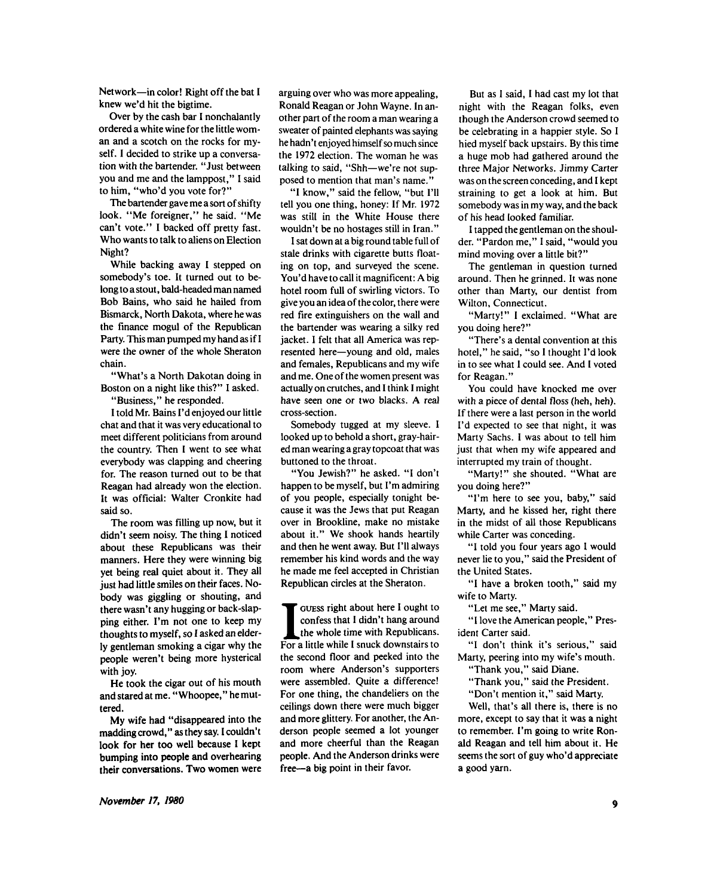Network—in color! Right off the bat I knew we'd hit the bigtime.

Over by the cash bar I nonchalantly ordered a white wine for the little woman and a scotch on the rocks for myself. I decided to strike up a conversation with the bartender. "Just between you and me and the lamppost," I said to him, "who'd you vote for?"

The bartender gave me a sort of shifty look. "Me foreigner," he said. "Me can't vote." I backed off pretty fast. Who wants to talk to aliens on Election Night?

While backing away I stepped on somebody's toe. It turned out to belong to a stout, bald-headed man named Bob Bains, who said he hailed from Bismarck, North Dakota, where he was the finance mogul of the Republican Party. This man pumped my hand as if I were the owner of the whole Sheraton chain.

"What's a North Dakotan doing in Boston on a night like this?" I asked.

"Business," he responded.

I told Mr. Bains I'd enjoyed our little chat and that it was very educational to meet different politicians from around the country. Then I went to see what everybody was clapping and cheering for. The reason turned out to be that Reagan had already won the election. It was official: Walter Cronkite had said so.

The room was filling up now, but it didn't seem noisy. The thing I noticed about these Republicans was their manners. Here they were winning big yet being real quiet about it. They all just had little smiles on their faces. Nobody was giggling or shouting, and there wasn't any hugging or back-slapping either. I'm not one to keep my thoughts to myself, so I asked an elderly gentleman smoking a cigar why the people weren't being more hysterical with joy.

He took the cigar out of his mouth and stared at me. "Whoopee," he muttered.

My wife had "disappeared into the madding crowd," as they say. I couldn't look for her too well because I kept bumping into people and overhearing their conversations. Two women were arguing over who was more appealing, Ronald Reagan or John Wayne. In another part of the room a man wearing a sweater of painted elephants was saying he hadn't enjoyed himself so much since the 1972 election. The woman he was talking to said, "Shh—we're not supposed to mention that man's name."

"I know," said the fellow, "but I'll tell you one thing, honey: If Mr. 1972 was still in the White House there wouldn't be no hostages still in Iran."

I sat down at a big round table full of stale drinks with cigarette butts floating on top, and surveyed the scene. You'd have to call it magnificent: A big hotel room full of swirling victors. To give you an idea of the color, there were red fire extinguishers on the wall and the bartender was wearing a silky red jacket. I felt that all America was represented here—young and old, males and females, Republicans and my wife and me. One of the women present was actually on crutches, and I think I might have seen one or two blacks. A real cross-section.

Somebody tugged at my sleeve. I looked up to behold a short, gray-haired man wearing a gray topcoat that was buttoned to the throat.

"You Jewish?" he asked. "I don't happen to be myself, but I'm admiring of you people, especially tonight because it was the Jews that put Reagan over in Brookline, make no mistake about it." We shook hands heartily and then he went away. But I'll always remember his kind words and the way he made me feel accepted in Christian Republican circles at the Sheraton.

I GUESS right about here I ought to confess that I didn't hang around the whole time with Republicans. For a little while I snuck downstairs to the second floor and peeked into the room where Anderson's supporters were assembled. Quite a difference! For one thing, the chandeliers on the ceilings down there were much bigger and more glittery. For another, the Anderson people seemed a lot younger and more cheerful than the Reagan people. And the Anderson drinks were free—a big point in their favor.

But as I said, I had cast my lot that night with the Reagan folks, even though the Anderson crowd seemed to be celebrating in a happier style. So I hied myself back upstairs. By this time a huge mob had gathered around the three Major Networks. Jimmy Carter was on the screen conceding, and I kept straining to get a look at him. But somebody was in my way, and the back of his head looked familiar.

I tapped the gentleman on the shoulder. "Pardon me," I said, "would you mind moving over a little bit?"

The gentleman in question turned around. Then he grinned. It was none other than Marty, our dentist from Wilton, Connecticut.

"Marty!" I exclaimed. "What are you doing here?"

"There's a dental convention at this hotel," he said, "so I thought I'd look in to see what I could see. And I voted for Reagan."

You could have knocked me over with a piece of dental floss (heh, heh). If there were a last person in the world I'd expected to see that night, it was Marty Sachs. I was about to tell him just that when my wife appeared and interrupted my train of thought.

"Marty!" she shouted. "What are you doing here?"

"I'm here to see you, baby," said Marty, and he kissed her, right there in the midst of all those Republicans while Carter was conceding.

"I told you four years ago I would never lie to you," said the President of the United States.

"I have a broken tooth," said my wife to Marty.

"Let me see," Marty said.

"I love the American people," President Carter said.

"I don't think it's serious," said Marty, peering into my wife's mouth.

"Thank you," said Diane.

"Thank you," said the President.

"Don't mention it," said Marty.

Well, that's all there is, there is no more, except to say that it was a night to remember. I'm going to write Ronald Reagan and tell him about it. He seems the sort of guy who'd appreciate a good yarn.